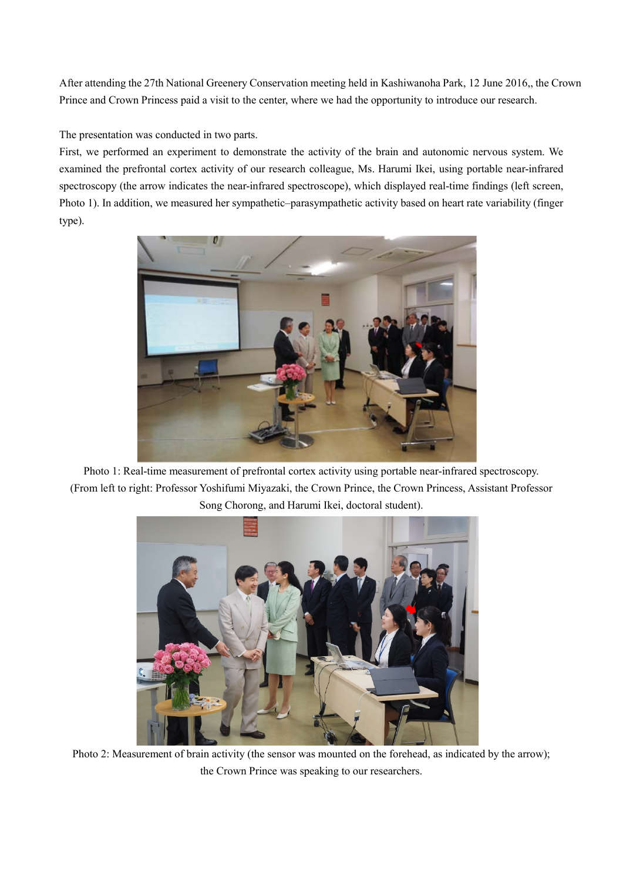After attending the 27th National Greenery Conservation meeting held in Kashiwanoha Park, 12 June 2016,, the Crown Prince and Crown Princess paid a visit to the center, where we had the opportunity to introduce our research.

The presentation was conducted in two parts.

First, we performed an experiment to demonstrate the activity of the brain and autonomic nervous system. We examined the prefrontal cortex activity of our research colleague, Ms. Harumi Ikei, using portable near-infrared spectroscopy (the arrow indicates the near-infrared spectroscope), which displayed real-time findings (left screen, Photo 1). In addition, we measured her sympathetic–parasympathetic activity based on heart rate variability (finger type).

Photo 1: Real-time measurement of prefrontal cortex activity using portable near-infrared spectroscopy. (From left to right: Professor Yoshifumi Miyazaki, the Crown Prince, the Crown Princess, Assistant Professor Song Chorong, and Harumi Ikei, doctoral student).

Photo 2: Measurement of brain activity (the sensor was mounted on the forehead, as indicated by the arrow); the Crown Prince was speaking to our researchers.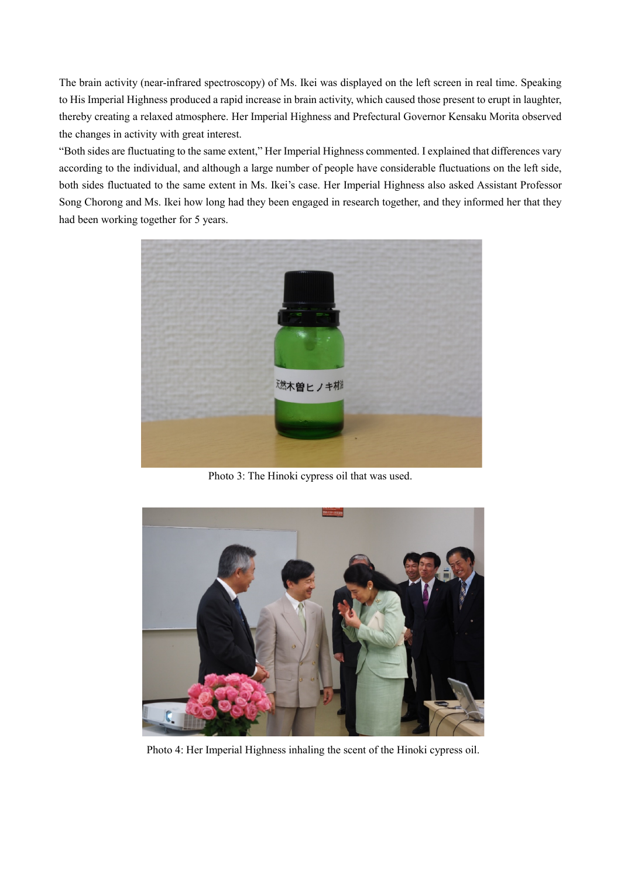The brain activity (near-infrared spectroscopy) of Ms. Ikei was displayed on the left screen in real time. Speaking to His Imperial Highness produced a rapid increase in brain activity, which caused those present to erupt in laughter, thereby creating a relaxed atmosphere. Her Imperial Highness and Prefectural Governor Kensaku Morita observed the changes in activity with great interest.

"Both sides are fluctuating to the same extent," Her Imperial Highness commented. I explained that differences vary according to the individual, and although a large number of people have considerable fluctuations on the left side, both sides fluctuated to the same extent in Ms. Ikei's case. Her Imperial Highness also asked Assistant Professor Song Chorong and Ms. Ikei how long had they been engaged in research together, and they informed her that they had been working together for 5 years.

Photo 3: The Hinoki cypress oil that was used.

Photo 4: Her Imperial Highness inhaling the scent of the Hinoki cypress oil.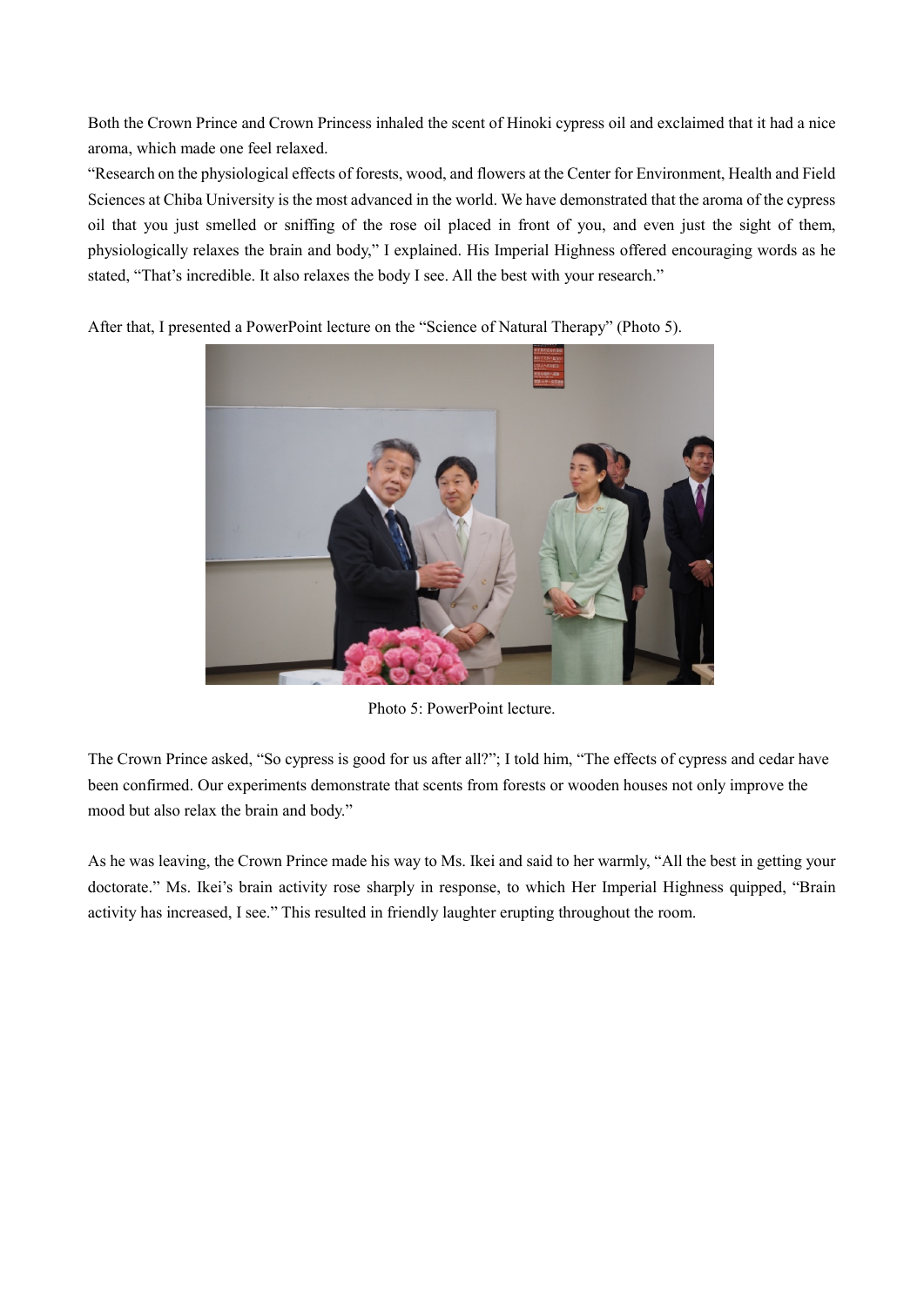Both the Crown Prince and Crown Princess inhaled the scent of Hinoki cypress oil and exclaimed that it had a nice aroma, which made one feel relaxed.

"Research on the physiological effects of forests, wood, and flowers at the Center for Environment, Health and Field Sciences at Chiba University is the most advanced in the world. We have demonstrated that the aroma of the cypress oil that you just smelled or sniffing of the rose oil placed in front of you, and even just the sight of them, physiologically relaxes the brain and body," I explained. His Imperial Highness offered encouraging words as he stated, "That's incredible. It also relaxes the body I see. All the best with your research."

After that, I presented a PowerPoint lecture on the "Science of Natural Therapy" (Photo 5).

Photo 5: PowerPoint lecture.

The Crown Prince asked, "So cypress is good for us after all?"; I told him, "The effects of cypress and cedar have been confirmed. Our experiments demonstrate that scents from forests or wooden houses not only improve the mood but also relax the brain and body."

As he was leaving, the Crown Prince made his way to Ms. Ikei and said to her warmly, "All the best in getting your doctorate." Ms. Ikei's brain activity rose sharply in response, to which Her Imperial Highness quipped, "Brain activity has increased, I see." This resulted in friendly laughter erupting throughout the room.